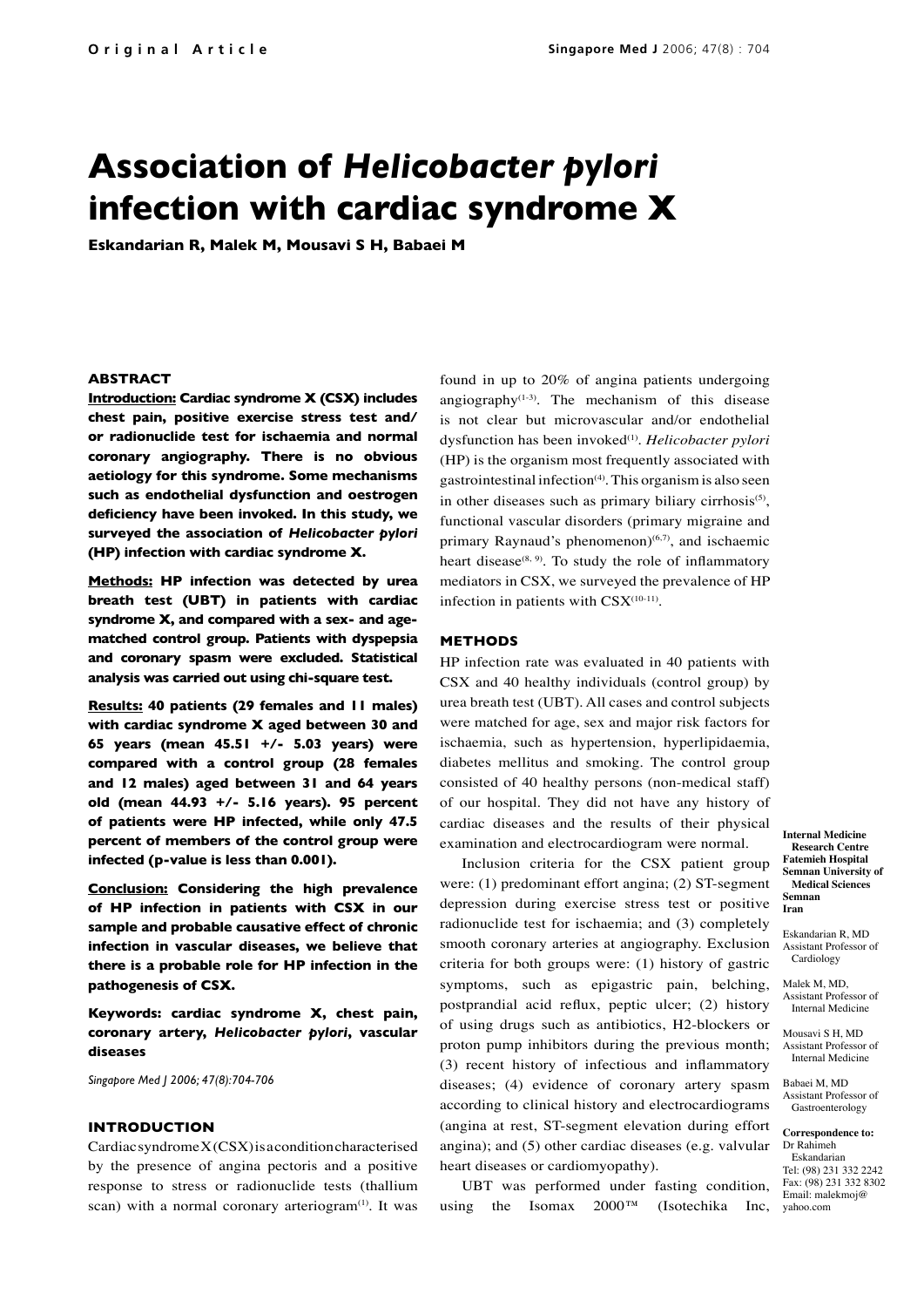Original Article

# Association of *Helicobacter pylori* infection with cardiac syndrome X

**Eskandarian R, Malek M, Mousavi S H, Babaei M**

### ABSTRACT

**Introduction: Cardiac syndrome X (CSX) includes chest pain, positive exercise stress test and/or radionuclide test for ischaemia and normal coronary angiography. There is no obvious aetiology for this syndrome. Some mechanisms such as endothelial dysfunction and oestrogen deficiency have been invoked. In this study, we surveyed the association of *Helicobacter pylori* (HP) infection with cardiac syndrome X.**

**Methods: HP infection was detected by urea breath test (UBT) in patients with cardiac syndrome X, and compared with a sex- and age-matched control group. Patients with dyspepsia and coronary spasm were excluded. Statistical analysis was carried out using chi-square test.**

**Results: 40 patients (29 females and 11 males) with cardiac syndrome X aged between 30 and 65 years (mean 45.51 +/- 5.03 years) were compared with a control group (28 females and 12 males) aged between 31 and 64 years old (mean 44.93 +/- 5.16 years). 95 percent of patients were HP infected, while only 47.5 percent of members of the control group were infected (p-value is less than 0.001).**

**Conclusion: Considering the high prevalence of HP infection in patients with CSX in our sample and probable causative effect of chronic infection in vascular diseases, we believe that there is a probable role for HP infection in the pathogenesis of CSX.**

**Keywords: cardiac syndrome X, chest pain, coronary artery, *Helicobacter pylori*, vascular diseases**

*Singapore Med J 2006; 47(8):704-706*

### INTRODUCTION

Cardiac syndrome X (CSX) is a condition characterised by the presence of angina pectoris and a positive response to stress or radionuclide tests (thallium scan) with a normal coronary arteriogram[1]. It was found in up to 20% of angina patients undergoing angiography[1-3]. The mechanism of this disease is not clear but microvascular and/or endothelial dysfunction has been invoked[1]. *Helicobacter pylori* (HP) is the organism most frequently associated with gastrointestinal infection[4]. This organism is also seen in other diseases such as primary biliary cirrhosis[5], functional vascular disorders (primary migraine and primary Raynaud's phenomenon)[6,7], and ischaemic heart disease[8, 9]. To study the role of inflammatory mediators in CSX, we surveyed the prevalence of HP infection in patients with CSX[10-11].

### METHODS

HP infection rate was evaluated in 40 patients with CSX and 40 healthy individuals (control group) by urea breath test (UBT). All cases and control subjects were matched for age, sex and major risk factors for ischaemia, such as hypertension, hyperlipidaemia, diabetes mellitus and smoking. The control group consisted of 40 healthy persons (non-medical staff) of our hospital. They did not have any history of cardiac diseases and the results of their physical examination and electrocardiogram were normal.

Inclusion criteria for the CSX patient group were: (1) predominant effort angina; (2) ST-segment depression during exercise stress test or positive radionuclide test for ischaemia; and (3) completely smooth coronary arteries at angiography. Exclusion criteria for both groups were: (1) history of gastric symptoms, such as epigastric pain, belching, postprandial acid reflux, peptic ulcer; (2) history of using drugs such as antibiotics, H2-blockers or proton pump inhibitors during the previous month; (3) recent history of infectious and inflammatory diseases; (4) evidence of coronary artery spasm according to clinical history and electrocardiograms (angina at rest, ST-segment elevation during effort angina); and (5) other cardiac diseases (e.g. valvular heart diseases or cardiomyopathy).

UBT was performed under fasting condition, using the Isomax 2000™ (Isotechika Inc,

**Internal Medicine Research Centre**
**Fatemieh Hospital**
**Semnan University of Medical Sciences**
**Semnan**
**Iran**

Eskandarian R, MD
Assistant Professor of Cardiology

Malek M, MD,
Assistant Professor of Internal Medicine

Mousavi S H, MD
Assistant Professor of Internal Medicine

Babaei M, MD
Assistant Professor of Gastroenterology

**Correspondence to:**
Dr Rahimeh Eskandarian
Tel: (98) 231 332 2242
Fax: (98) 231 332 8302
Email: malekmoj@yahoo.com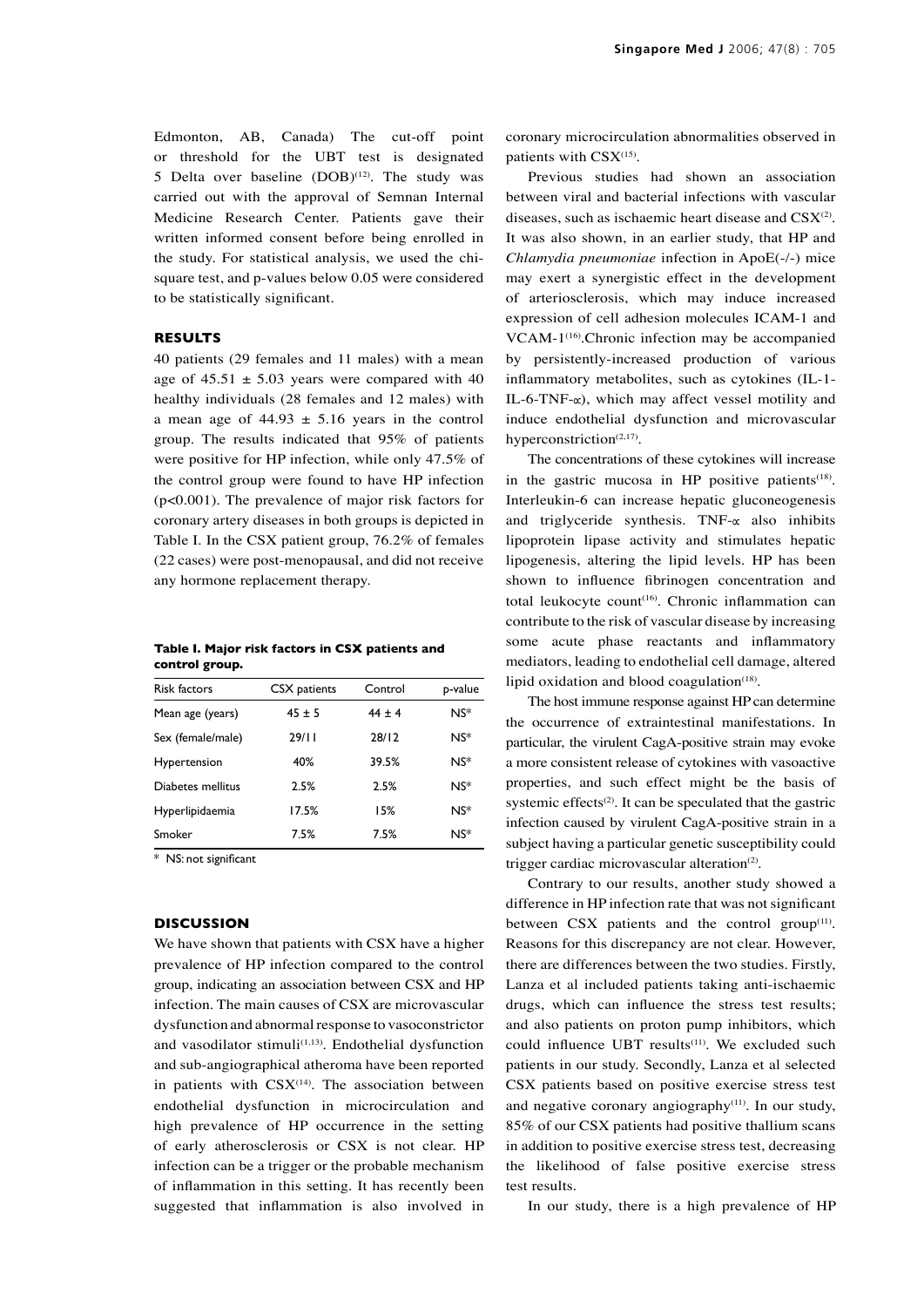Edmonton, AB, Canada) The cut-off point or threshold for the UBT test is designated 5 Delta over baseline (DOB)[12]. The study was carried out with the approval of Semnan Internal Medicine Research Center. Patients gave their written informed consent before being enrolled in the study. For statistical analysis, we used the chi-square test, and p-values below 0.05 were considered to be statistically significant.

## RESULTS

40 patients (29 females and 11 males) with a mean age of $45.51 \pm 5.03$ years were compared with 40 healthy individuals (28 females and 12 males) with a mean age of $44.93 \pm 5.16$ years in the control group. The results indicated that 95% of patients were positive for HP infection, while only 47.5% of the control group were found to have HP infection ($p<0.001$). The prevalence of major risk factors for coronary artery diseases in both groups is depicted in Table I. In the CSX patient group, 76.2% of females (22 cases) were post-menopausal, and did not receive any hormone replacement therapy.

**Table I. Major risk factors in CSX patients and control group.**

| Risk factors | CSX patients | Control | p-value |
|---|---|---|---|
| Mean age (years) | 45 ± 5 | 44 ± 4 | NS* |
| Sex (female/male) | 29/11 | 28/12 | NS* |
| Hypertension | 40% | 39.5% | NS* |
| Diabetes mellitus | 2.5% | 2.5% | NS* |
| Hyperlipidaemia | 17.5% | 15% | NS* |
| Smoker | 7.5% | 7.5% | NS* |

\* NS: not significant

## DISCUSSION

We have shown that patients with CSX have a higher prevalence of HP infection compared to the control group, indicating an association between CSX and HP infection. The main causes of CSX are microvascular dysfunction and abnormal response to vasoconstrictor and vasodilator stimuli[1,13]. Endothelial dysfunction and sub-angiographical atheroma have been reported in patients with CSX[14]. The association between endothelial dysfunction in microcirculation and high prevalence of HP occurrence in the setting of early atherosclerosis or CSX is not clear. HP infection can be a trigger or the probable mechanism of inflammation in this setting. It has recently been suggested that inflammation is also involved in coronary microcirculation abnormalities observed in patients with CSX[15].

Previous studies had shown an association between viral and bacterial infections with vascular diseases, such as ischaemic heart disease and CSX[2]. It was also shown, in an earlier study, that HP and *Chlamydia pneumoniae* infection in ApoE(-/-) mice may exert a synergistic effect in the development of arteriosclerosis, which may induce increased expression of cell adhesion molecules ICAM-1 and VCAM-1[16].Chronic infection may be accompanied by persistently-increased production of various inflammatory metabolites, such as cytokines (IL-1-IL-6-TNF-$\alpha$), which may affect vessel motility and induce endothelial dysfunction and microvascular hyperconstriction[2,17].

The concentrations of these cytokines will increase in the gastric mucosa in HP positive patients[18]. Interleukin-6 can increase hepatic gluconeogenesis and triglyceride synthesis. TNF-$\alpha$ also inhibits lipoprotein lipase activity and stimulates hepatic lipogenesis, altering the lipid levels. HP has been shown to influence fibrinogen concentration and total leukocyte count[16]. Chronic inflammation can contribute to the risk of vascular disease by increasing some acute phase reactants and inflammatory mediators, leading to endothelial cell damage, altered lipid oxidation and blood coagulation[18].

The host immune response against HP can determine the occurrence of extraintestinal manifestations. In particular, the virulent CagA-positive strain may evoke a more consistent release of cytokines with vasoactive properties, and such effect might be the basis of systemic effects[2]. It can be speculated that the gastric infection caused by virulent CagA-positive strain in a subject having a particular genetic susceptibility could trigger cardiac microvascular alteration[2].

Contrary to our results, another study showed a difference in HP infection rate that was not significant between CSX patients and the control group[11]. Reasons for this discrepancy are not clear. However, there are differences between the two studies. Firstly, Lanza et al included patients taking anti-ischaemic drugs, which can influence the stress test results; and also patients on proton pump inhibitors, which could influence UBT results[11]. We excluded such patients in our study. Secondly, Lanza et al selected CSX patients based on positive exercise stress test and negative coronary angiography[11]. In our study, 85% of our CSX patients had positive thallium scans in addition to positive exercise stress test, decreasing the likelihood of false positive exercise stress test results.

In our study, there is a high prevalence of HP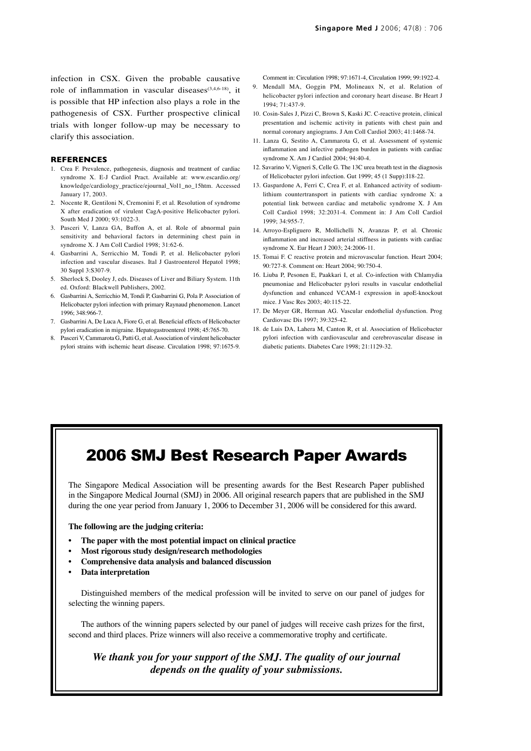infection in CSX. Given the probable causative role of inflammation in vascular diseases[3,4,6-18], it is possible that HP infection also plays a role in the pathogenesis of CSX. Further prospective clinical trials with longer follow-up may be necessary to clarify this association.

## REFERENCES

1. Crea F. Prevalence, pathogenesis, diagnosis and treatment of cardiac syndrome X. E-J Cardiol Pract. Available at: www.escardio.org/knowledge/cardiology_practice/ejournal_Vol1_no_15htm. Accessed January 17, 2003.
2. Nocente R, Gentiloni N, Cremonini F, et al. Resolution of syndrome X after eradication of virulent CagA-positive Helicobacter pylori. South Med J 2000; 93:1022-3.
3. Pasceri V, Lanza GA, Buffon A, et al. Role of abnormal pain sensitivity and behavioral factors in determining chest pain in syndrome X. J Am Coll Cardiol 1998; 31:62-6.
4. Gasbarrini A, Serricchio M, Tondi P, et al. Helicobacter pylori infection and vascular diseases. Ital J Gastroenterol Hepatol 1998; 30 Suppl 3:S307-9.
5. Sherlock S, Dooley J, eds. Diseases of Liver and Biliary System. 11th ed. Oxford: Blackwell Publishers, 2002.
6. Gasbarrini A, Serricchio M, Tondi P, Gasbarrini G, Pola P. Association of Helicobacter pylori infection with primary Raynaud phenomenon. Lancet 1996; 348:966-7.
7. Gasbarrini A, De Luca A, Fiore G, et al. Beneficial effects of Helicobacter pylori eradication in migraine. Hepatogastroenterol 1998; 45:765-70.
8. Pasceri V, Cammarota G, Patti G, et al. Association of virulent helicobacter pylori strains with ischemic heart disease. Circulation 1998; 97:1675-9. Comment in: Circulation 1998; 97:1671-4, Circulation 1999; 99:1922-4.
9. Mendall MA, Goggin PM, Molineaux N, et al. Relation of helicobacter pylori infection and coronary heart disease. Br Heart J 1994; 71:437-9.
10. Cosin-Sales J, Pizzi C, Brown S, Kaski JC. C-reactive protein, clinical presentation and ischemic activity in patients with chest pain and normal coronary angiograms. J Am Coll Cardiol 2003; 41:1468-74.
11. Lanza G, Sestito A, Cammarota G, et al. Assessment of systemic inflammation and infective pathogen burden in patients with cardiac syndrome X. Am J Cardiol 2004; 94:40-4.
12. Savarino V, Vigneri S, Celle G. The 13C urea breath test in the diagnosis of Helicobacter pylori infection. Gut 1999; 45 (1 Supp):I18-22.
13. Gaspardone A, Ferri C, Crea F, et al. Enhanced activity of sodium-lithium countertransport in patients with cardiac syndrome X: a potential link between cardiac and metabolic syndrome X. J Am Coll Cardiol 1998; 32:2031-4. Comment in: J Am Coll Cardiol 1999; 34:955-7.
14. Arroyo-Espliguero R, Mollichelli N, Avanzas P, et al. Chronic inflammation and increased arterial stiffness in patients with cardiac syndrome X. Eur Heart J 2003; 24:2006-11.
15. Tomai F. C reactive protein and microvascular function. Heart 2004; 90:727-8. Comment on: Heart 2004; 90:750-4.
16. Liuba P, Pesonen E, Paakkari I, et al. Co-infection with Chlamydia pneumoniae and Helicobacter pylori results in vascular endothelial dysfunction and enhanced VCAM-1 expression in apoE-knockout mice. J Vasc Res 2003; 40:115-22.
17. De Meyer GR, Herman AG. Vascular endothelial dysfunction. Prog Cardiovasc Dis 1997; 39:325-42.
18. de Luis DA, Lahera M, Canton R, et al. Association of Helicobacter pylori infection with cardiovascular and cerebrovascular disease in diabetic patients. Diabetes Care 1998; 21:1129-32.

# 2006 SMJ Best Research Paper Awards

The Singapore Medical Association will be presenting awards for the Best Research Paper published in the Singapore Medical Journal (SMJ) in 2006. All original research papers that are published in the SMJ during the one year period from January 1, 2006 to December 31, 2006 will be considered for this award.

**The following are the judging criteria:**

- **The paper with the most potential impact on clinical practice**
- **Most rigorous study design/research methodologies**
- **Comprehensive data analysis and balanced discussion**
- **Data interpretation**

Distinguished members of the medical profession will be invited to serve on our panel of judges for selecting the winning papers.

The authors of the winning papers selected by our panel of judges will receive cash prizes for the first, second and third places. Prize winners will also receive a commemorative trophy and certificate.

***We thank you for your support of the SMJ. The quality of our journal depends on the quality of your submissions.***